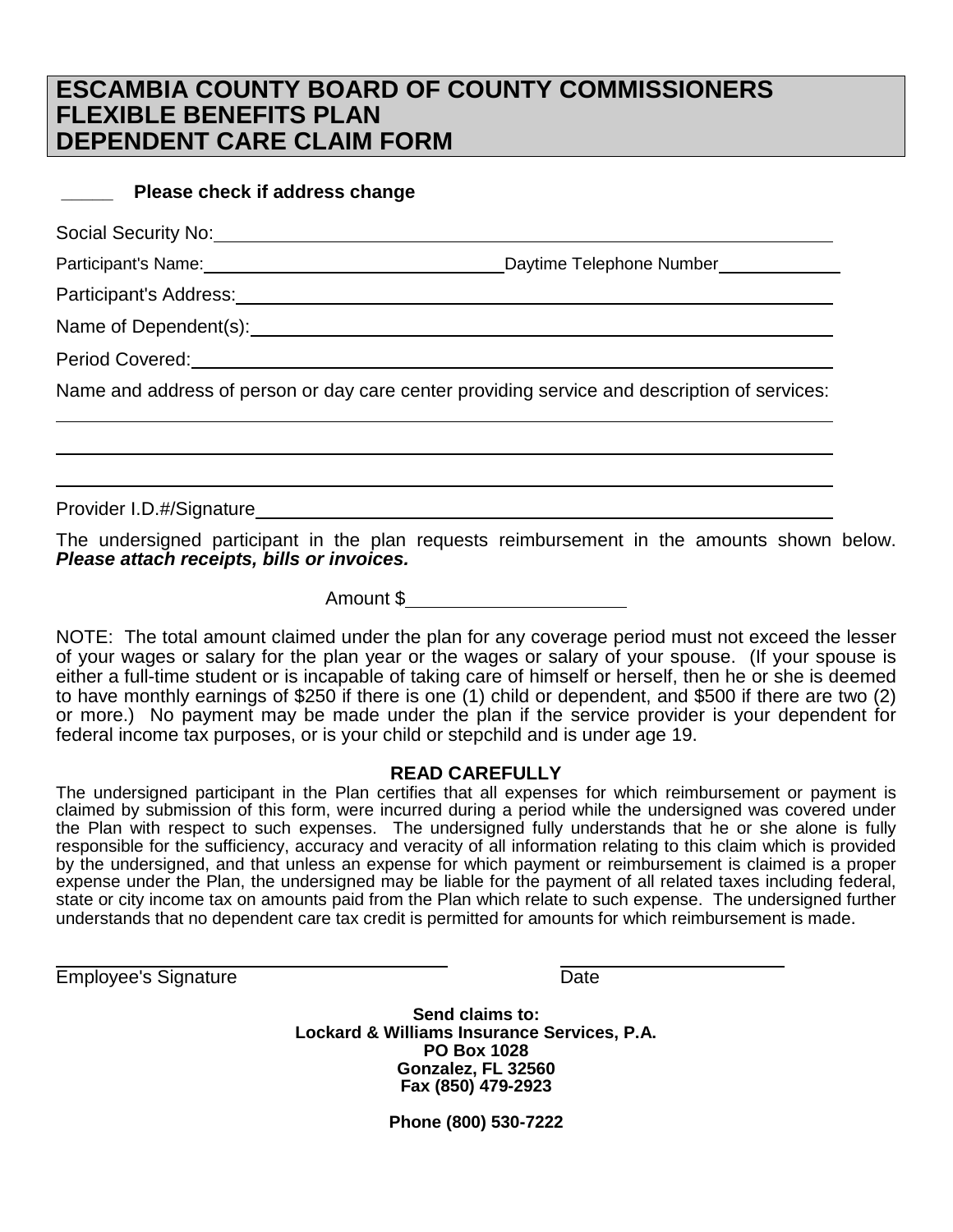# ESCAMBIA COUNTY BOARD OF COUNTY COMMISSIONERS
# FLEXIBLE BENEFITS PLAN
# DEPENDENT CARE CLAIM FORM

_____ **Please check if address change**

Social Security No: ______________________________

Participant's Name: ______________________________ Daytime Telephone Number ______________

Participant's Address: ______________________________

Name of Dependent(s): ______________________________

Period Covered: ______________________________

Name and address of person or day care center providing service and description of services:

______________________________

______________________________

______________________________

Provider I.D.#/Signature ______________________________

The undersigned participant in the plan requests reimbursement in the amounts shown below. ***Please attach receipts, bills or invoices.***

Amount $ ______________________

NOTE: The total amount claimed under the plan for any coverage period must not exceed the lesser of your wages or salary for the plan year or the wages or salary of your spouse. (If your spouse is either a full-time student or is incapable of taking care of himself or herself, then he or she is deemed to have monthly earnings of $250 if there is one (1) child or dependent, and $500 if there are two (2) or more.) No payment may be made under the plan if the service provider is your dependent for federal income tax purposes, or is your child or stepchild and is under age 19.

**READ CAREFULLY**

The undersigned participant in the Plan certifies that all expenses for which reimbursement or payment is claimed by submission of this form, were incurred during a period while the undersigned was covered under the Plan with respect to such expenses. The undersigned fully understands that he or she alone is fully responsible for the sufficiency, accuracy and veracity of all information relating to this claim which is provided by the undersigned, and that unless an expense for which payment or reimbursement is claimed is a proper expense under the Plan, the undersigned may be liable for the payment of all related taxes including federal, state or city income tax on amounts paid from the Plan which relate to such expense. The undersigned further understands that no dependent care tax credit is permitted for amounts for which reimbursement is made.

______________________________ ______________________
Employee's Signature Date

**Send claims to:**
**Lockard & Williams Insurance Services, P.A.**
**PO Box 1028**
**Gonzalez, FL 32560**
**Fax (850) 479-2923**

**Phone (800) 530-7222**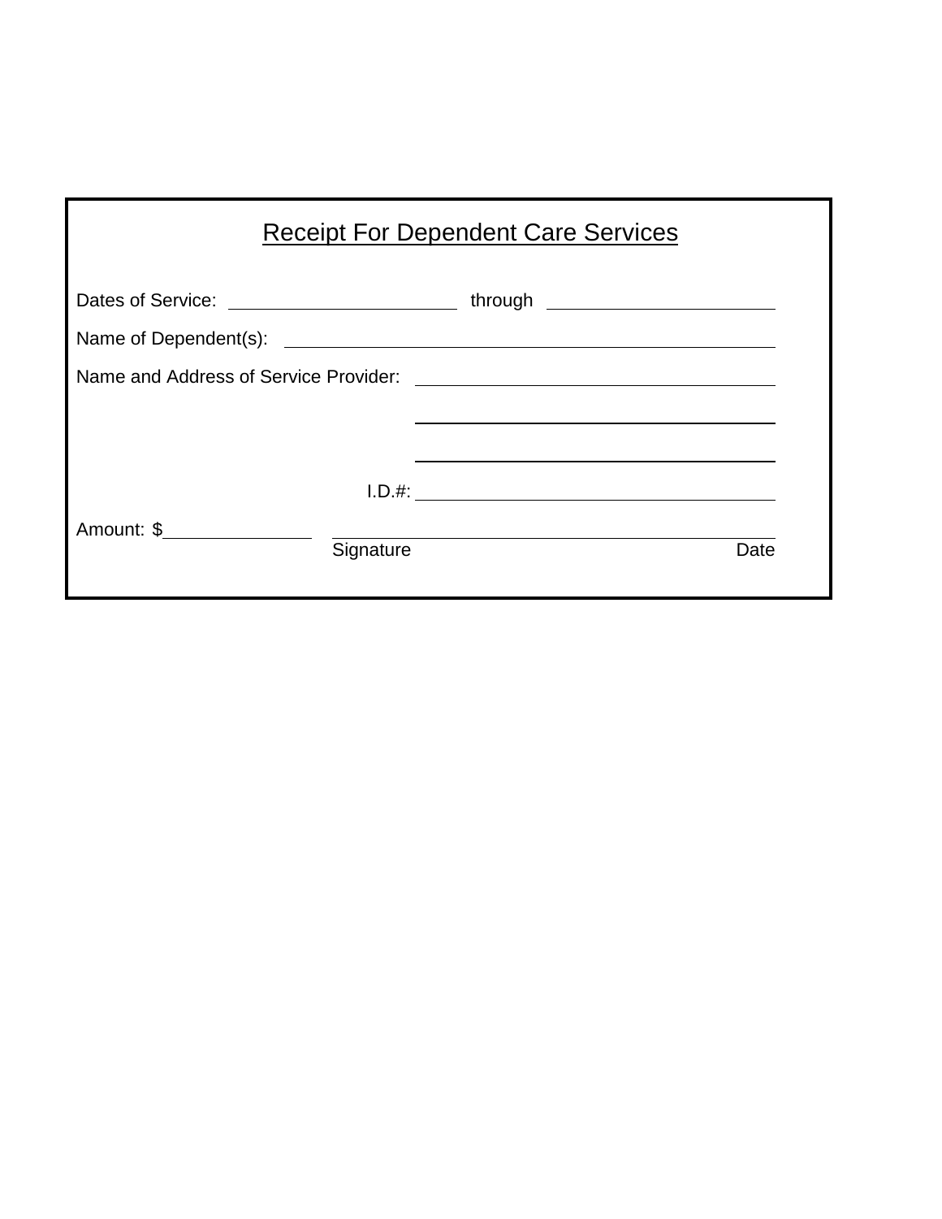# Receipt For Dependent Care Services

Dates of Service: \_\_\_\_\_\_\_\_\_\_\_\_\_\_\_\_\_\_\_\_ through \_\_\_\_\_\_\_\_\_\_\_\_\_\_\_\_\_\_\_\_

Name of Dependent(s): \_\_\_\_\_\_\_\_\_\_\_\_\_\_\_\_\_\_\_\_\_\_\_\_\_\_\_\_\_\_\_\_\_\_\_\_\_\_\_\_

Name and Address of Service Provider: \_\_\_\_\_\_\_\_\_\_\_\_\_\_\_\_\_\_\_\_\_\_\_\_\_\_\_\_\_\_

\_\_\_\_\_\_\_\_\_\_\_\_\_\_\_\_\_\_\_\_\_\_\_\_\_\_\_\_\_\_

\_\_\_\_\_\_\_\_\_\_\_\_\_\_\_\_\_\_\_\_\_\_\_\_\_\_\_\_\_\_

I.D.#: \_\_\_\_\_\_\_\_\_\_\_\_\_\_\_\_\_\_\_\_\_\_\_\_\_\_\_\_\_\_

Amount: $\_\_\_\_\_\_\_\_\_\_\_\_ \_\_\_\_\_\_\_\_\_\_\_\_\_\_\_\_\_\_\_\_\_\_\_\_\_\_\_\_\_\_\_\_\_\_\_\_\_\_\_\_

Signature Date